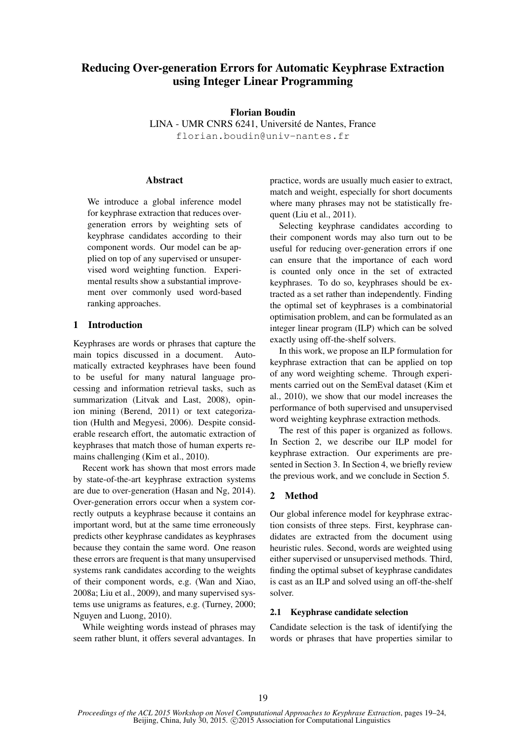# Reducing Over-generation Errors for Automatic Keyphrase Extraction using Integer Linear Programming

**Florian Boudin**
LINA - UMR CNRS 6241, Université de Nantes, France
florian.boudin@univ-nantes.fr

## Abstract

We introduce a global inference model for keyphrase extraction that reduces over-generation errors by weighting sets of keyphrase candidates according to their component words. Our model can be applied on top of any supervised or unsupervised word weighting function. Experimental results show a substantial improvement over commonly used word-based ranking approaches.

## 1 Introduction

Keyphrases are words or phrases that capture the main topics discussed in a document. Automatically extracted keyphrases have been found to be useful for many natural language processing and information retrieval tasks, such as summarization (Litvak and Last, 2008), opinion mining (Berend, 2011) or text categorization (Hulth and Megyesi, 2006). Despite considerable research effort, the automatic extraction of keyphrases that match those of human experts remains challenging (Kim et al., 2010).

Recent work has shown that most errors made by state-of-the-art keyphrase extraction systems are due to over-generation (Hasan and Ng, 2014). Over-generation errors occur when a system correctly outputs a keyphrase because it contains an important word, but at the same time erroneously predicts other keyphrase candidates as keyphrases because they contain the same word. One reason these errors are frequent is that many unsupervised systems rank candidates according to the weights of their component words, e.g. (Wan and Xiao, 2008a; Liu et al., 2009), and many supervised systems use unigrams as features, e.g. (Turney, 2000; Nguyen and Luong, 2010).

While weighting words instead of phrases may seem rather blunt, it offers several advantages. In practice, words are usually much easier to extract, match and weight, especially for short documents where many phrases may not be statistically frequent (Liu et al., 2011).

Selecting keyphrase candidates according to their component words may also turn out to be useful for reducing over-generation errors if one can ensure that the importance of each word is counted only once in the set of extracted keyphrases. To do so, keyphrases should be extracted as a set rather than independently. Finding the optimal set of keyphrases is a combinatorial optimisation problem, and can be formulated as an integer linear program (ILP) which can be solved exactly using off-the-shelf solvers.

In this work, we propose an ILP formulation for keyphrase extraction that can be applied on top of any word weighting scheme. Through experiments carried out on the SemEval dataset (Kim et al., 2010), we show that our model increases the performance of both supervised and unsupervised word weighting keyphrase extraction methods.

The rest of this paper is organized as follows. In Section 2, we describe our ILP model for keyphrase extraction. Our experiments are presented in Section 3. In Section 4, we briefly review the previous work, and we conclude in Section 5.

## 2 Method

Our global inference model for keyphrase extraction consists of three steps. First, keyphrase candidates are extracted from the document using heuristic rules. Second, words are weighted using either supervised or unsupervised methods. Third, finding the optimal subset of keyphrase candidates is cast as an ILP and solved using an off-the-shelf solver.

### 2.1 Keyphrase candidate selection

Candidate selection is the task of identifying the words or phrases that have properties similar to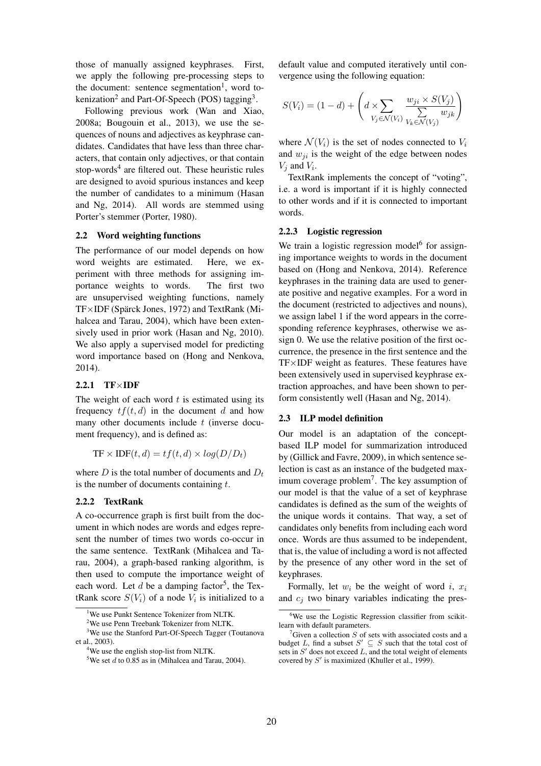those of manually assigned keyphrases. First, we apply the following pre-processing steps to the document: sentence segmentation[1], word tokenization[2] and Part-Of-Speech (POS) tagging[3].

Following previous work (Wan and Xiao, 2008a; Bougouin et al., 2013), we use the sequences of nouns and adjectives as keyphrase candidates. Candidates that have less than three characters, that contain only adjectives, or that contain stop-words[4] are filtered out. These heuristic rules are designed to avoid spurious instances and keep the number of candidates to a minimum (Hasan and Ng, 2014). All words are stemmed using Porter's stemmer (Porter, 1980).

### 2.2 Word weighting functions

The performance of our model depends on how word weights are estimated. Here, we experiment with three methods for assigning importance weights to words. The first two are unsupervised weighting functions, namely TF×IDF (Spärck Jones, 1972) and TextRank (Mihalcea and Tarau, 2004), which have been extensively used in prior work (Hasan and Ng, 2010). We also apply a supervised model for predicting word importance based on (Hong and Nenkova, 2014).

#### 2.2.1 TF×IDF

The weight of each word $t$ is estimated using its frequency $tf(t, d)$ in the document $d$ and how many other documents include $t$ (inverse document frequency), and is defined as:

$$\text{TF} \times \text{IDF}(t, d) = tf(t, d) \times log(D/D_t)$$

where $D$ is the total number of documents and $D_t$ is the number of documents containing $t$.

#### 2.2.2 TextRank

A co-occurrence graph is first built from the document in which nodes are words and edges represent the number of times two words co-occur in the same sentence. TextRank (Mihalcea and Tarau, 2004), a graph-based ranking algorithm, is then used to compute the importance weight of each word. Let $d$ be a damping factor[5], the TextRank score $S(V_i)$ of a node $V_i$ is initialized to a default value and computed iteratively until convergence using the following equation:

$$S(V_i) = (1 - d) + \left( d \times \sum_{V_j \in \mathcal{N}(V_i)} \frac{w_{ji} \times S(V_j)}{\sum\limits_{V_k \in \mathcal{N}(V_j)} w_{jk}} \right)$$

where $\mathcal{N}(V_i)$ is the set of nodes connected to $V_i$ and $w_{ji}$ is the weight of the edge between nodes $V_j$ and $V_i$.

TextRank implements the concept of "voting", i.e. a word is important if it is highly connected to other words and if it is connected to important words.

#### 2.2.3 Logistic regression

We train a logistic regression model[6] for assigning importance weights to words in the document based on (Hong and Nenkova, 2014). Reference keyphrases in the training data are used to generate positive and negative examples. For a word in the document (restricted to adjectives and nouns), we assign label 1 if the word appears in the corresponding reference keyphrases, otherwise we assign 0. We use the relative position of the first occurrence, the presence in the first sentence and the TF×IDF weight as features. These features have been extensively used in supervised keyphrase extraction approaches, and have been shown to perform consistently well (Hasan and Ng, 2014).

### 2.3 ILP model definition

Our model is an adaptation of the concept-based ILP model for summarization introduced by (Gillick and Favre, 2009), in which sentence selection is cast as an instance of the budgeted maximum coverage problem[7]. The key assumption of our model is that the value of a set of keyphrase candidates is defined as the sum of the weights of the unique words it contains. That way, a set of candidates only benefits from including each word once. Words are thus assumed to be independent, that is, the value of including a word is not affected by the presence of any other word in the set of keyphrases.

Formally, let $w_i$ be the weight of word $i$, $x_i$ and $c_j$ two binary variables indicating the pres-

[1] We use Punkt Sentence Tokenizer from NLTK.

[2] We use Penn Treebank Tokenizer from NLTK.

[3] We use the Stanford Part-Of-Speech Tagger (Toutanova et al., 2003).

[4] We use the english stop-list from NLTK.

[5] We set $d$ to 0.85 as in (Mihalcea and Tarau, 2004).

[6] We use the Logistic Regression classifier from scikit-learn with default parameters.

[7] Given a collection $S$ of sets with associated costs and a budget $L$, find a subset $S' \subseteq S$ such that the total cost of sets in $S'$ does not exceed $L$, and the total weight of elements covered by $S'$ is maximized (Khuller et al., 1999).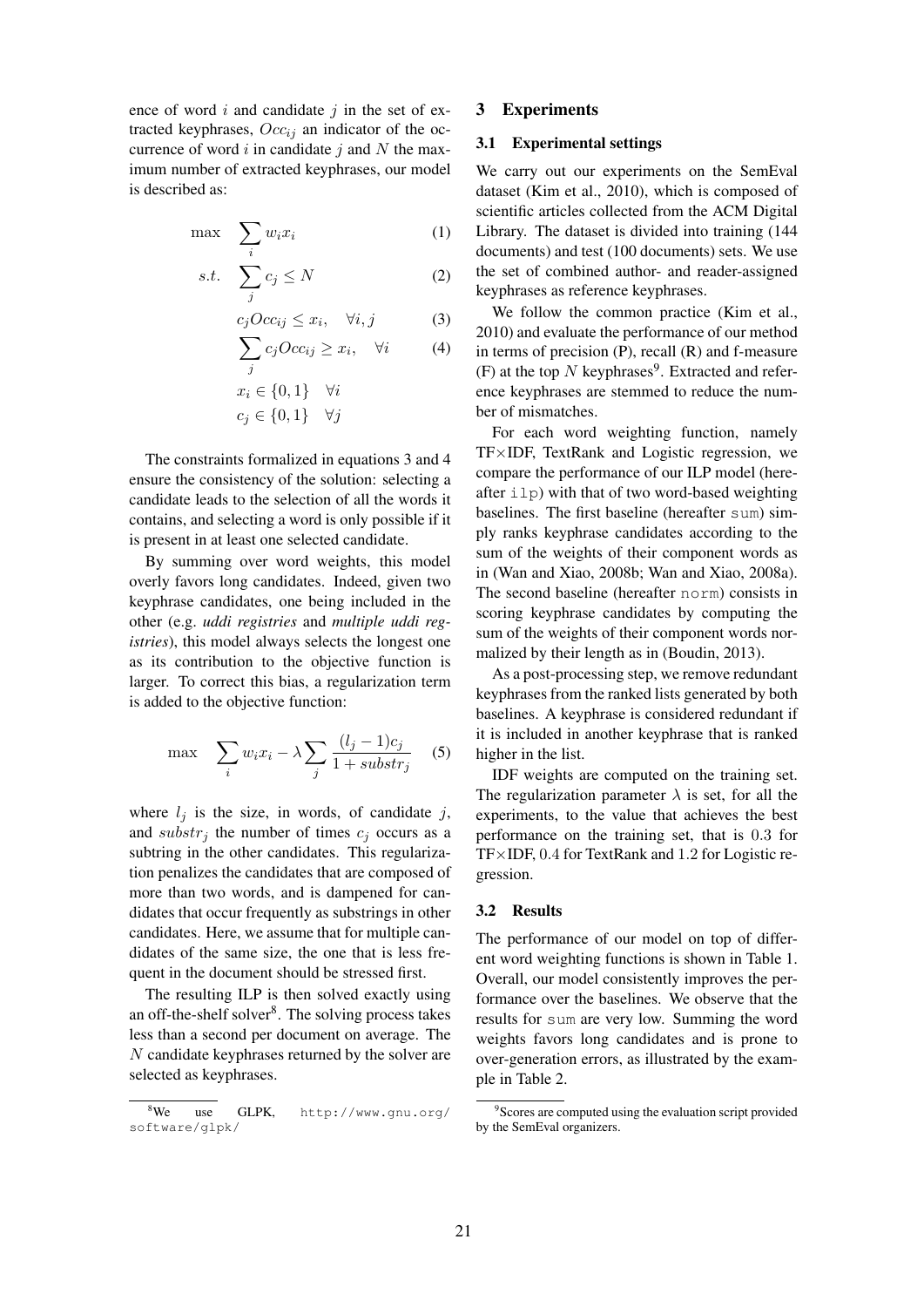ence of word $i$ and candidate $j$ in the set of extracted keyphrases, $Occ_{ij}$ an indicator of the occurrence of word $i$ in candidate $j$ and $N$ the maximum number of extracted keyphrases, our model is described as:

$$\max \quad \sum_i w_i x_i \tag{1}$$

$$s.t. \quad \sum_j c_j \leq N \tag{2}$$

$$c_j Occ_{ij} \leq x_i, \quad \forall i, j \tag{3}$$

$$\sum_j c_j Occ_{ij} \geq x_i, \quad \forall i \tag{4}$$

$$x_i \in \{0, 1\} \quad \forall i$$

$$c_j \in \{0, 1\} \quad \forall j$$

The constraints formalized in equations 3 and 4 ensure the consistency of the solution: selecting a candidate leads to the selection of all the words it contains, and selecting a word is only possible if it is present in at least one selected candidate.

By summing over word weights, this model overly favors long candidates. Indeed, given two keyphrase candidates, one being included in the other (e.g. ***uddi registries*** and ***multiple uddi registries***), this model always selects the longest one as its contribution to the objective function is larger. To correct this bias, a regularization term is added to the objective function:

$$\max \quad \sum_i w_i x_i - \lambda \sum_j \frac{(l_j - 1) c_j}{1 + substr_j} \tag{5}$$

where $l_j$ is the size, in words, of candidate $j$, and $substr_j$ the number of times $c_j$ occurs as a subtring in the other candidates. This regularization penalizes the candidates that are composed of more than two words, and is dampened for candidates that occur frequently as substrings in other candidates. Here, we assume that for multiple candidates of the same size, the one that is less frequent in the document should be stressed first.

The resulting ILP is then solved exactly using an off-the-shelf solver[8]. The solving process takes less than a second per document on average. The $N$ candidate keyphrases returned by the solver are selected as keyphrases.

## 3 Experiments

### 3.1 Experimental settings

We carry out our experiments on the SemEval dataset (Kim et al., 2010), which is composed of scientific articles collected from the ACM Digital Library. The dataset is divided into training (144 documents) and test (100 documents) sets. We use the set of combined author- and reader-assigned keyphrases as reference keyphrases.

We follow the common practice (Kim et al., 2010) and evaluate the performance of our method in terms of precision (P), recall (R) and f-measure (F) at the top $N$ keyphrases[9]. Extracted and reference keyphrases are stemmed to reduce the number of mismatches.

For each word weighting function, namely TF×IDF, TextRank and Logistic regression, we compare the performance of our ILP model (hereafter `ilp`) with that of two word-based weighting baselines. The first baseline (hereafter `sum`) simply ranks keyphrase candidates according to the sum of the weights of their component words as in (Wan and Xiao, 2008b; Wan and Xiao, 2008a). The second baseline (hereafter `norm`) consists in scoring keyphrase candidates by computing the sum of the weights of their component words normalized by their length as in (Boudin, 2013).

As a post-processing step, we remove redundant keyphrases from the ranked lists generated by both baselines. A keyphrase is considered redundant if it is included in another keyphrase that is ranked higher in the list.

IDF weights are computed on the training set. The regularization parameter $\lambda$ is set, for all the experiments, to the value that achieves the best performance on the training set, that is 0.3 for TF×IDF, 0.4 for TextRank and 1.2 for Logistic regression.

### 3.2 Results

The performance of our model on top of different word weighting functions is shown in Table 1. Overall, our model consistently improves the performance over the baselines. We observe that the results for `sum` are very low. Summing the word weights favors long candidates and is prone to over-generation errors, as illustrated by the example in Table 2.

---

[8] We use GLPK, http://www.gnu.org/software/glpk/

[9] Scores are computed using the evaluation script provided by the SemEval organizers.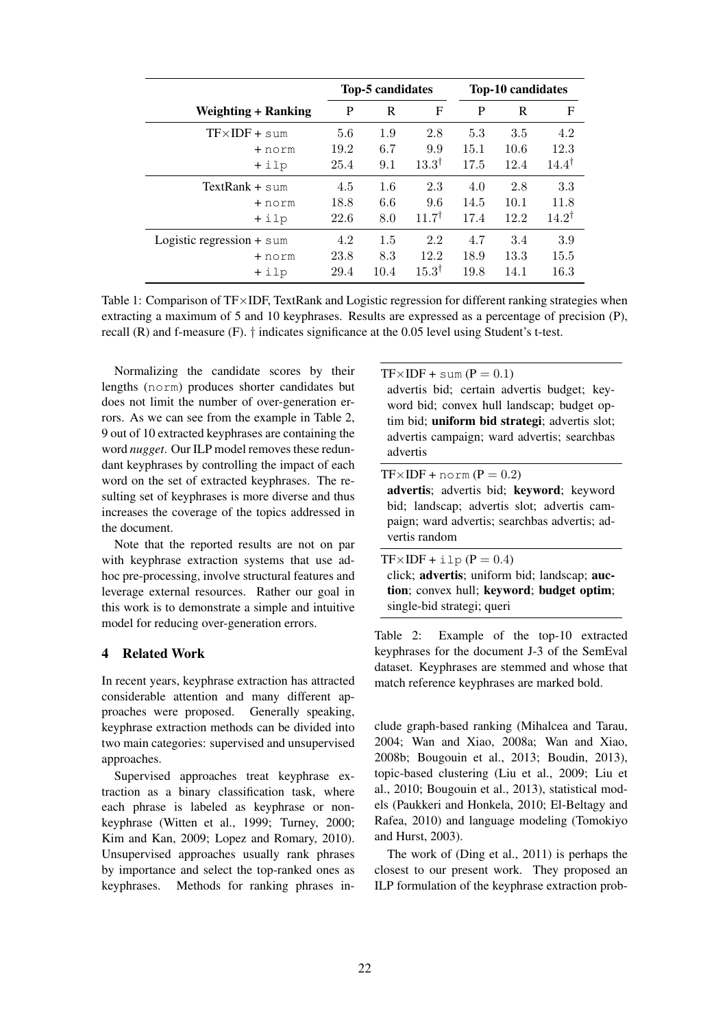| Weighting + Ranking | Top-5 candidates P | R | F | Top-10 candidates P | R | F |
|---|---|---|---|---|---|---|
| TF×IDF + sum | 5.6 | 1.9 | 2.8 | 5.3 | 3.5 | 4.2 |
| + norm | 19.2 | 6.7 | 9.9 | 15.1 | 10.6 | 12.3 |
| + ilp | 25.4 | 9.1 | 13.3[†] | 17.5 | 12.4 | 14.4[†] |
| TextRank + sum | 4.5 | 1.6 | 2.3 | 4.0 | 2.8 | 3.3 |
| + norm | 18.8 | 6.6 | 9.6 | 14.5 | 10.1 | 11.8 |
| + ilp | 22.6 | 8.0 | 11.7[†] | 17.4 | 12.2 | 14.2[†] |
| Logistic regression + sum | 4.2 | 1.5 | 2.2 | 4.7 | 3.4 | 3.9 |
| + norm | 23.8 | 8.3 | 12.2 | 18.9 | 13.3 | 15.5 |
| + ilp | 29.4 | 10.4 | 15.3[†] | 19.8 | 14.1 | 16.3 |

Table 1: Comparison of TF×IDF, TextRank and Logistic regression for different ranking strategies when extracting a maximum of 5 and 10 keyphrases. Results are expressed as a percentage of precision (P), recall (R) and f-measure (F). † indicates significance at the 0.05 level using Student's t-test.

Normalizing the candidate scores by their lengths (norm) produces shorter candidates but does not limit the number of over-generation errors. As we can see from the example in Table 2, 9 out of 10 extracted keyphrases are containing the word *nugget*. Our ILP model removes these redundant keyphrases by controlling the impact of each word on the set of extracted keyphrases. The resulting set of keyphrases is more diverse and thus increases the coverage of the topics addressed in the document.

Note that the reported results are not on par with keyphrase extraction systems that use adhoc pre-processing, involve structural features and leverage external resources. Rather our goal in this work is to demonstrate a simple and intuitive model for reducing over-generation errors.

| |
|---|
| TF×IDF + sum ($P = 0.1$)<br>advertis bid; certain advertis budget; keyword bid; convex hull landscap; budget optim bid; **uniform bid strategi**; advertis slot; advertis campaign; ward advertis; searchbas advertis |
| TF×IDF + norm ($P = 0.2$)<br>**advertis**; advertis bid; **keyword**; keyword bid; landscap; advertis slot; advertis campaign; ward advertis; searchbas advertis; advertis random |
| TF×IDF + ilp ($P = 0.4$)<br>click; **advertis**; uniform bid; landscap; **auction**; convex hull; **keyword**; **budget optim**; single-bid strategi; queri |

Table 2: Example of the top-10 extracted keyphrases for the document J-3 of the SemEval dataset. Keyphrases are stemmed and whose that match reference keyphrases are marked bold.

## 4 Related Work

In recent years, keyphrase extraction has attracted considerable attention and many different approaches were proposed. Generally speaking, keyphrase extraction methods can be divided into two main categories: supervised and unsupervised approaches.

Supervised approaches treat keyphrase extraction as a binary classification task, where each phrase is labeled as keyphrase or non-keyphrase (Witten et al., 1999; Turney, 2000; Kim and Kan, 2009; Lopez and Romary, 2010). Unsupervised approaches usually rank phrases by importance and select the top-ranked ones as keyphrases. Methods for ranking phrases include graph-based ranking (Mihalcea and Tarau, 2004; Wan and Xiao, 2008a; Wan and Xiao, 2008b; Bougouin et al., 2013; Boudin, 2013), topic-based clustering (Liu et al., 2009; Liu et al., 2010; Bougouin et al., 2013), statistical models (Paukkeri and Honkela, 2010; El-Beltagy and Rafea, 2010) and language modeling (Tomokiyo and Hurst, 2003).

The work of (Ding et al., 2011) is perhaps the closest to our present work. They proposed an ILP formulation of the keyphrase extraction prob-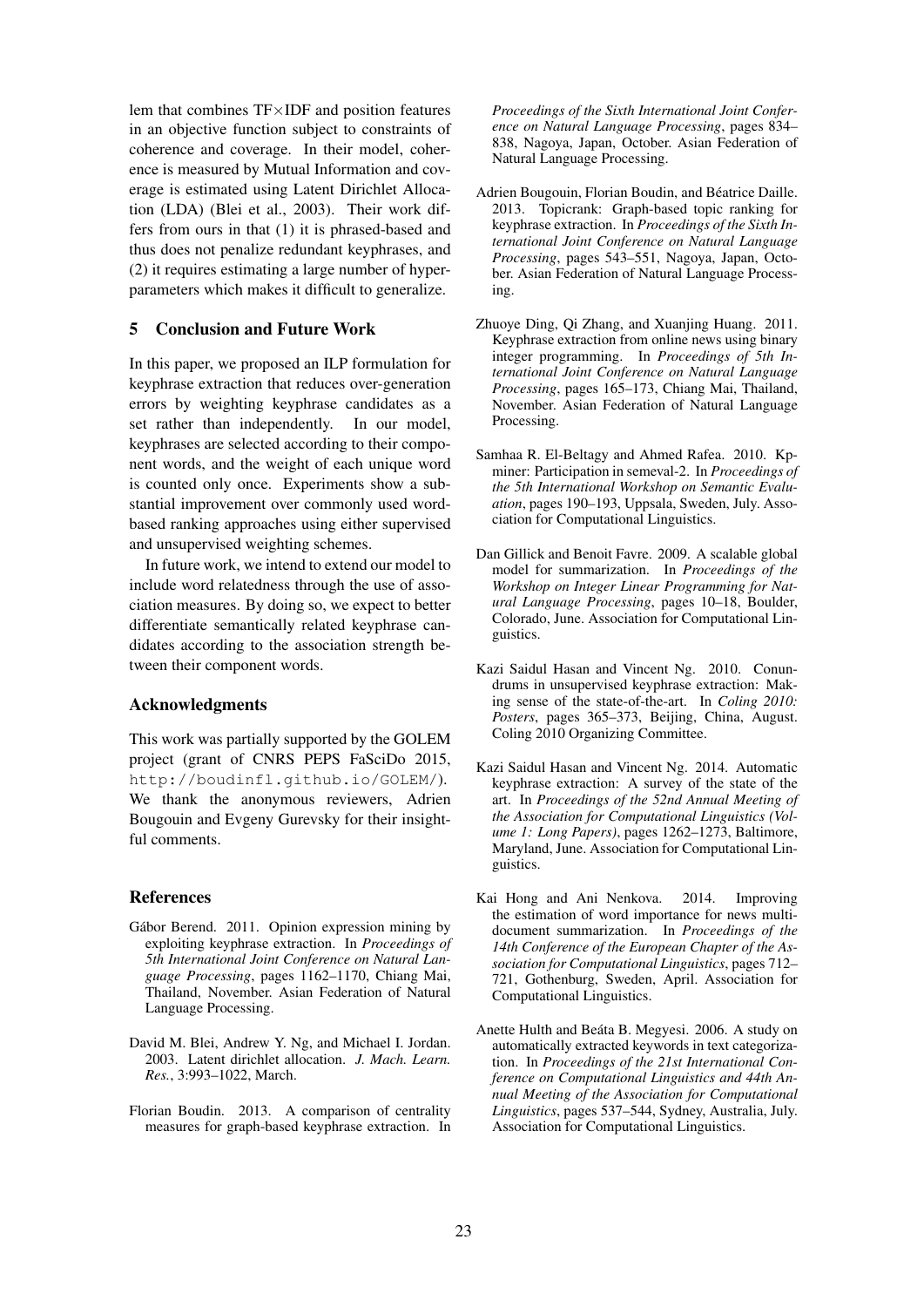lem that combines TF×IDF and position features in an objective function subject to constraints of coherence and coverage. In their model, coherence is measured by Mutual Information and coverage is estimated using Latent Dirichlet Allocation (LDA) (Blei et al., 2003). Their work differs from ours in that (1) it is phrased-based and thus does not penalize redundant keyphrases, and (2) it requires estimating a large number of hyperparameters which makes it difficult to generalize.

## 5 Conclusion and Future Work

In this paper, we proposed an ILP formulation for keyphrase extraction that reduces over-generation errors by weighting keyphrase candidates as a set rather than independently. In our model, keyphrases are selected according to their component words, and the weight of each unique word is counted only once. Experiments show a substantial improvement over commonly used word-based ranking approaches using either supervised and unsupervised weighting schemes.

In future work, we intend to extend our model to include word relatedness through the use of association measures. By doing so, we expect to better differentiate semantically related keyphrase candidates according to the association strength between their component words.

## Acknowledgments

This work was partially supported by the GOLEM project (grant of CNRS PEPS FaSciDo 2015, http://boudinfl.github.io/GOLEM/). We thank the anonymous reviewers, Adrien Bougouin and Evgeny Gurevsky for their insightful comments.

## References

Gábor Berend. 2011. Opinion expression mining by exploiting keyphrase extraction. In *Proceedings of 5th International Joint Conference on Natural Language Processing*, pages 1162–1170, Chiang Mai, Thailand, November. Asian Federation of Natural Language Processing.

David M. Blei, Andrew Y. Ng, and Michael I. Jordan. 2003. Latent dirichlet allocation. *J. Mach. Learn. Res.*, 3:993–1022, March.

Florian Boudin. 2013. A comparison of centrality measures for graph-based keyphrase extraction. In *Proceedings of the Sixth International Joint Conference on Natural Language Processing*, pages 834–838, Nagoya, Japan, October. Asian Federation of Natural Language Processing.

Adrien Bougouin, Florian Boudin, and Béatrice Daille. 2013. Topicrank: Graph-based topic ranking for keyphrase extraction. In *Proceedings of the Sixth International Joint Conference on Natural Language Processing*, pages 543–551, Nagoya, Japan, October. Asian Federation of Natural Language Processing.

Zhuoye Ding, Qi Zhang, and Xuanjing Huang. 2011. Keyphrase extraction from online news using binary integer programming. In *Proceedings of 5th International Joint Conference on Natural Language Processing*, pages 165–173, Chiang Mai, Thailand, November. Asian Federation of Natural Language Processing.

Samhaa R. El-Beltagy and Ahmed Rafea. 2010. Kp-miner: Participation in semeval-2. In *Proceedings of the 5th International Workshop on Semantic Evaluation*, pages 190–193, Uppsala, Sweden, July. Association for Computational Linguistics.

Dan Gillick and Benoit Favre. 2009. A scalable global model for summarization. In *Proceedings of the Workshop on Integer Linear Programming for Natural Language Processing*, pages 10–18, Boulder, Colorado, June. Association for Computational Linguistics.

Kazi Saidul Hasan and Vincent Ng. 2010. Conundrums in unsupervised keyphrase extraction: Making sense of the state-of-the-art. In *Coling 2010: Posters*, pages 365–373, Beijing, China, August. Coling 2010 Organizing Committee.

Kazi Saidul Hasan and Vincent Ng. 2014. Automatic keyphrase extraction: A survey of the state of the art. In *Proceedings of the 52nd Annual Meeting of the Association for Computational Linguistics (Volume 1: Long Papers)*, pages 1262–1273, Baltimore, Maryland, June. Association for Computational Linguistics.

Kai Hong and Ani Nenkova. 2014. Improving the estimation of word importance for news multi-document summarization. In *Proceedings of the 14th Conference of the European Chapter of the Association for Computational Linguistics*, pages 712–721, Gothenburg, Sweden, April. Association for Computational Linguistics.

Anette Hulth and Beáta B. Megyesi. 2006. A study on automatically extracted keywords in text categorization. In *Proceedings of the 21st International Conference on Computational Linguistics and 44th Annual Meeting of the Association for Computational Linguistics*, pages 537–544, Sydney, Australia, July. Association for Computational Linguistics.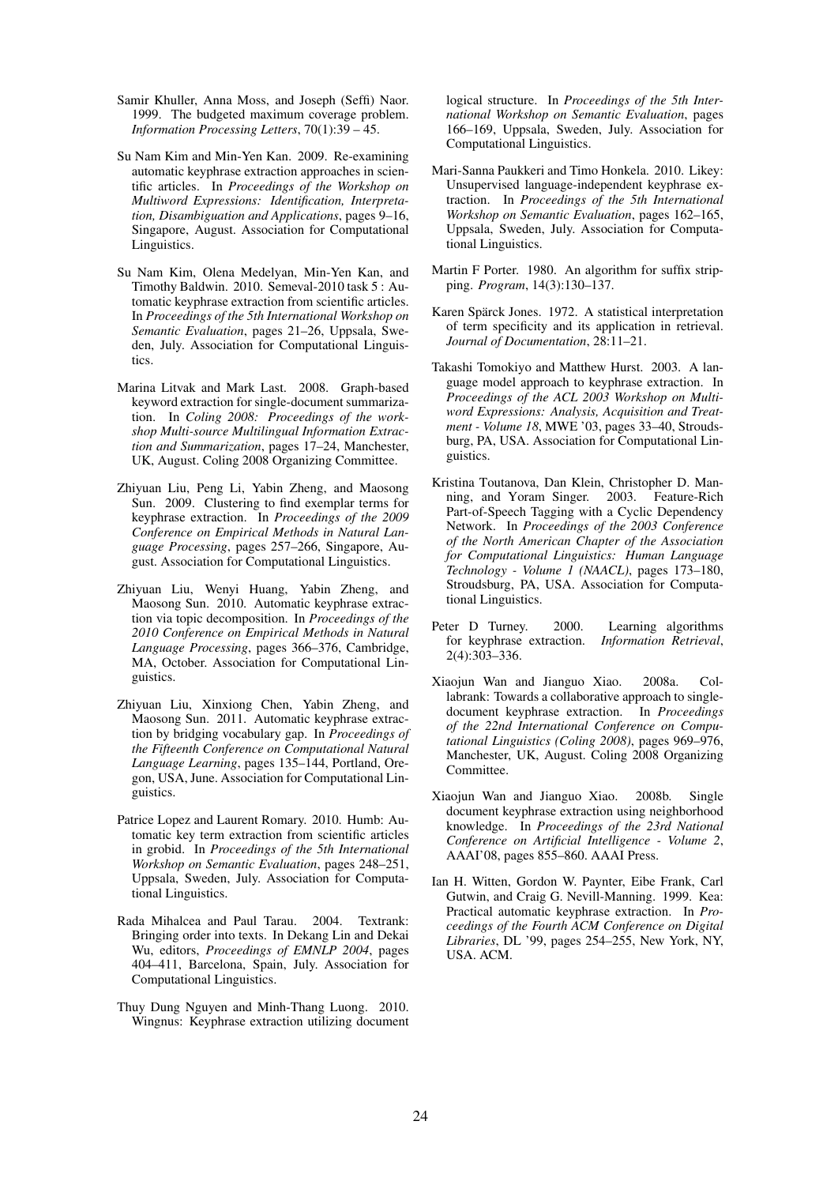Samir Khuller, Anna Moss, and Joseph (Seffi) Naor. 1999. The budgeted maximum coverage problem. *Information Processing Letters*, 70(1):39 – 45.

Su Nam Kim and Min-Yen Kan. 2009. Re-examining automatic keyphrase extraction approaches in scientific articles. In *Proceedings of the Workshop on Multiword Expressions: Identification, Interpretation, Disambiguation and Applications*, pages 9–16, Singapore, August. Association for Computational Linguistics.

Su Nam Kim, Olena Medelyan, Min-Yen Kan, and Timothy Baldwin. 2010. Semeval-2010 task 5 : Automatic keyphrase extraction from scientific articles. In *Proceedings of the 5th International Workshop on Semantic Evaluation*, pages 21–26, Uppsala, Sweden, July. Association for Computational Linguistics.

Marina Litvak and Mark Last. 2008. Graph-based keyword extraction for single-document summarization. In *Coling 2008: Proceedings of the workshop Multi-source Multilingual Information Extraction and Summarization*, pages 17–24, Manchester, UK, August. Coling 2008 Organizing Committee.

Zhiyuan Liu, Peng Li, Yabin Zheng, and Maosong Sun. 2009. Clustering to find exemplar terms for keyphrase extraction. In *Proceedings of the 2009 Conference on Empirical Methods in Natural Language Processing*, pages 257–266, Singapore, August. Association for Computational Linguistics.

Zhiyuan Liu, Wenyi Huang, Yabin Zheng, and Maosong Sun. 2010. Automatic keyphrase extraction via topic decomposition. In *Proceedings of the 2010 Conference on Empirical Methods in Natural Language Processing*, pages 366–376, Cambridge, MA, October. Association for Computational Linguistics.

Zhiyuan Liu, Xinxiong Chen, Yabin Zheng, and Maosong Sun. 2011. Automatic keyphrase extraction by bridging vocabulary gap. In *Proceedings of the Fifteenth Conference on Computational Natural Language Learning*, pages 135–144, Portland, Oregon, USA, June. Association for Computational Linguistics.

Patrice Lopez and Laurent Romary. 2010. Humb: Automatic key term extraction from scientific articles in grobid. In *Proceedings of the 5th International Workshop on Semantic Evaluation*, pages 248–251, Uppsala, Sweden, July. Association for Computational Linguistics.

Rada Mihalcea and Paul Tarau. 2004. Textrank: Bringing order into texts. In Dekang Lin and Dekai Wu, editors, *Proceedings of EMNLP 2004*, pages 404–411, Barcelona, Spain, July. Association for Computational Linguistics.

Thuy Dung Nguyen and Minh-Thang Luong. 2010. Wingnus: Keyphrase extraction utilizing document logical structure. In *Proceedings of the 5th International Workshop on Semantic Evaluation*, pages 166–169, Uppsala, Sweden, July. Association for Computational Linguistics.

Mari-Sanna Paukkeri and Timo Honkela. 2010. Likey: Unsupervised language-independent keyphrase extraction. In *Proceedings of the 5th International Workshop on Semantic Evaluation*, pages 162–165, Uppsala, Sweden, July. Association for Computational Linguistics.

Martin F Porter. 1980. An algorithm for suffix stripping. *Program*, 14(3):130–137.

Karen Spärck Jones. 1972. A statistical interpretation of term specificity and its application in retrieval. *Journal of Documentation*, 28:11–21.

Takashi Tomokiyo and Matthew Hurst. 2003. A language model approach to keyphrase extraction. In *Proceedings of the ACL 2003 Workshop on Multiword Expressions: Analysis, Acquisition and Treatment - Volume 18*, MWE '03, pages 33–40, Stroudsburg, PA, USA. Association for Computational Linguistics.

Kristina Toutanova, Dan Klein, Christopher D. Manning, and Yoram Singer. 2003. Feature-Rich Part-of-Speech Tagging with a Cyclic Dependency Network. In *Proceedings of the 2003 Conference of the North American Chapter of the Association for Computational Linguistics: Human Language Technology - Volume 1 (NAACL)*, pages 173–180, Stroudsburg, PA, USA. Association for Computational Linguistics.

Peter D Turney. 2000. Learning algorithms for keyphrase extraction. *Information Retrieval*, 2(4):303–336.

Xiaojun Wan and Jianguo Xiao. 2008a. Collabrank: Towards a collaborative approach to single-document keyphrase extraction. In *Proceedings of the 22nd International Conference on Computational Linguistics (Coling 2008)*, pages 969–976, Manchester, UK, August. Coling 2008 Organizing Committee.

Xiaojun Wan and Jianguo Xiao. 2008b. Single document keyphrase extraction using neighborhood knowledge. In *Proceedings of the 23rd National Conference on Artificial Intelligence - Volume 2*, AAAI'08, pages 855–860. AAAI Press.

Ian H. Witten, Gordon W. Paynter, Eibe Frank, Carl Gutwin, and Craig G. Nevill-Manning. 1999. Kea: Practical automatic keyphrase extraction. In *Proceedings of the Fourth ACM Conference on Digital Libraries*, DL '99, pages 254–255, New York, NY, USA. ACM.